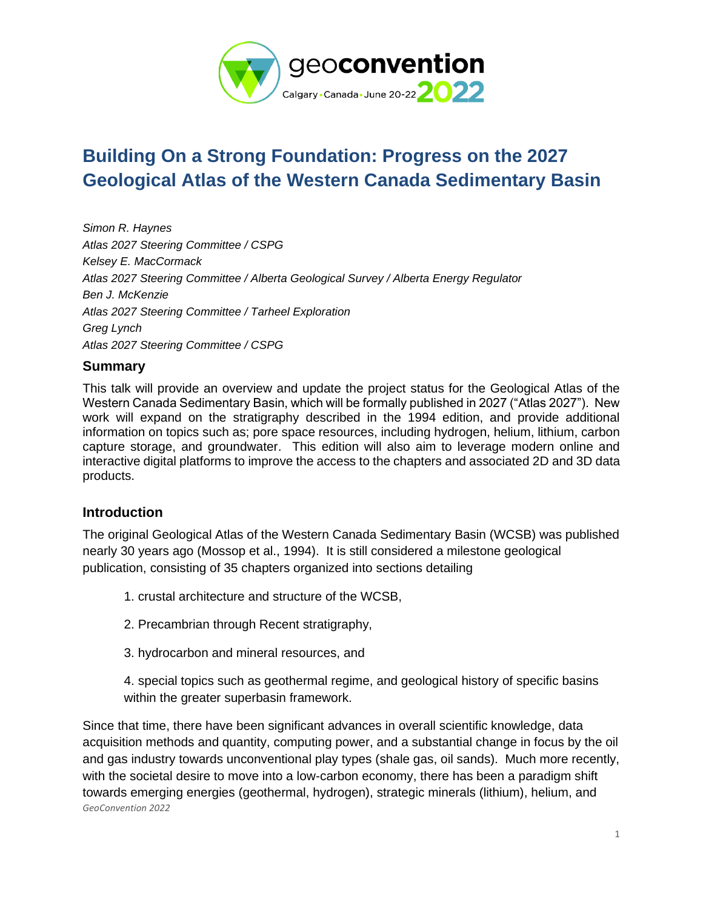# Building On a Strong Foundation: Progress on the 2027 Geological Atlas of the Western Canada Sedimentary Basin

*Simon R. Haynes*
*Atlas 2027 Steering Committee / CSPG*
*Kelsey E. MacCormack*
*Atlas 2027 Steering Committee / Alberta Geological Survey / Alberta Energy Regulator*
*Ben J. McKenzie*
*Atlas 2027 Steering Committee / Tarheel Exploration*
*Greg Lynch*
*Atlas 2027 Steering Committee / CSPG*

## Summary

This talk will provide an overview and update the project status for the Geological Atlas of the Western Canada Sedimentary Basin, which will be formally published in 2027 ("Atlas 2027"). New work will expand on the stratigraphy described in the 1994 edition, and provide additional information on topics such as; pore space resources, including hydrogen, helium, lithium, carbon capture storage, and groundwater. This edition will also aim to leverage modern online and interactive digital platforms to improve the access to the chapters and associated 2D and 3D data products.

## Introduction

The original Geological Atlas of the Western Canada Sedimentary Basin (WCSB) was published nearly 30 years ago (Mossop et al., 1994). It is still considered a milestone geological publication, consisting of 35 chapters organized into sections detailing

1. crustal architecture and structure of the WCSB,

2. Precambrian through Recent stratigraphy,

3. hydrocarbon and mineral resources, and

4. special topics such as geothermal regime, and geological history of specific basins within the greater superbasin framework.

Since that time, there have been significant advances in overall scientific knowledge, data acquisition methods and quantity, computing power, and a substantial change in focus by the oil and gas industry towards unconventional play types (shale gas, oil sands). Much more recently, with the societal desire to move into a low-carbon economy, there has been a paradigm shift towards emerging energies (geothermal, hydrogen), strategic minerals (lithium), helium, and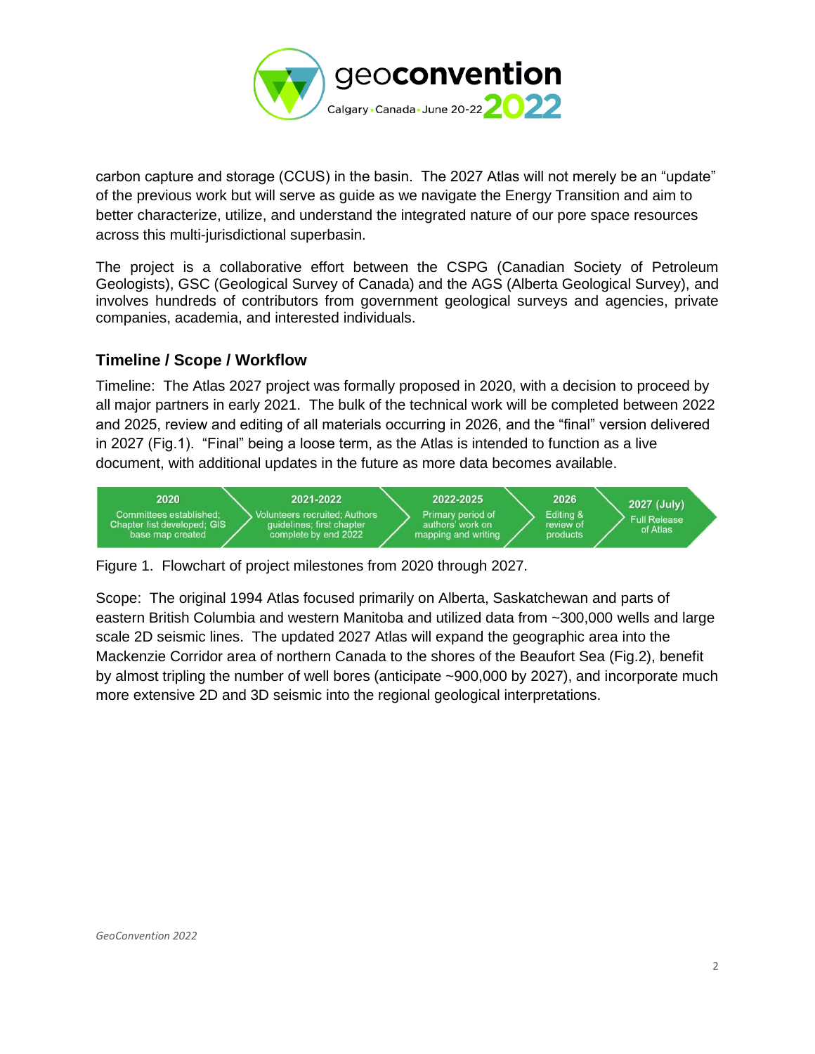carbon capture and storage (CCUS) in the basin. The 2027 Atlas will not merely be an "update" of the previous work but will serve as guide as we navigate the Energy Transition and aim to better characterize, utilize, and understand the integrated nature of our pore space resources across this multi-jurisdictional superbasin.

The project is a collaborative effort between the CSPG (Canadian Society of Petroleum Geologists), GSC (Geological Survey of Canada) and the AGS (Alberta Geological Survey), and involves hundreds of contributors from government geological surveys and agencies, private companies, academia, and interested individuals.

## Timeline / Scope / Workflow

Timeline: The Atlas 2027 project was formally proposed in 2020, with a decision to proceed by all major partners in early 2021. The bulk of the technical work will be completed between 2022 and 2025, review and editing of all materials occurring in 2026, and the "final" version delivered in 2027 (Fig.1). "Final" being a loose term, as the Atlas is intended to function as a live document, with additional updates in the future as more data becomes available.

| 2020 | 2021-2022 | 2022-2025 | 2026 | 2027 (July) |
| --- | --- | --- | --- | --- |
| Committees established; Chapter list developed; GIS base map created | Volunteers recruited; Authors guidelines; first chapter complete by end 2022 | Primary period of authors' work on mapping and writing | Editing & review of products | Full Release of Atlas |

Figure 1. Flowchart of project milestones from 2020 through 2027.

Scope: The original 1994 Atlas focused primarily on Alberta, Saskatchewan and parts of eastern British Columbia and western Manitoba and utilized data from ~300,000 wells and large scale 2D seismic lines. The updated 2027 Atlas will expand the geographic area into the Mackenzie Corridor area of northern Canada to the shores of the Beaufort Sea (Fig.2), benefit by almost tripling the number of well bores (anticipate ~900,000 by 2027), and incorporate much more extensive 2D and 3D seismic into the regional geological interpretations.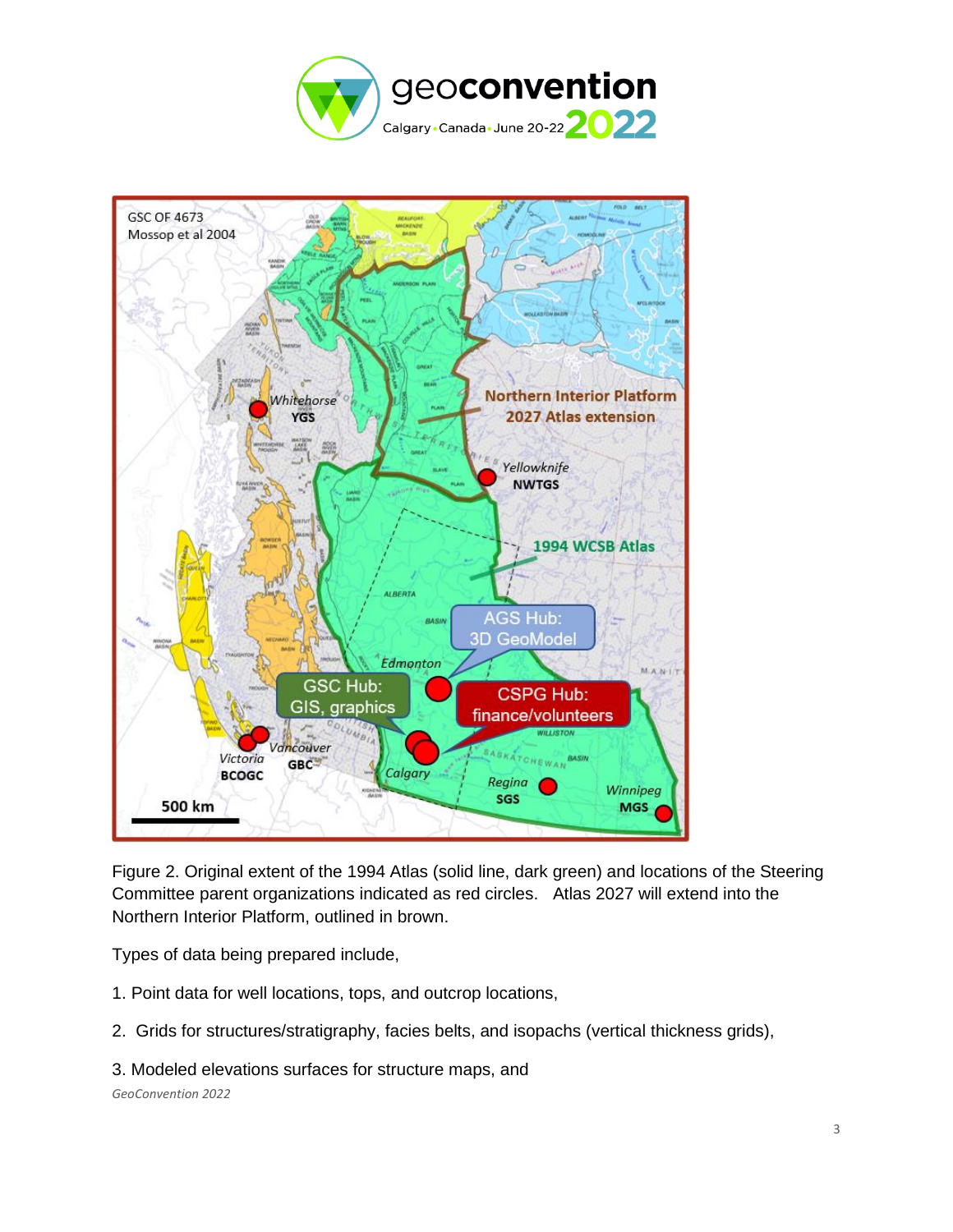Figure 2. Original extent of the 1994 Atlas (solid line, dark green) and locations of the Steering Committee parent organizations indicated as red circles. Atlas 2027 will extend into the Northern Interior Platform, outlined in brown.

Types of data being prepared include,

1. Point data for well locations, tops, and outcrop locations,
2. Grids for structures/stratigraphy, facies belts, and isopachs (vertical thickness grids),
3. Modeled elevations surfaces for structure maps, and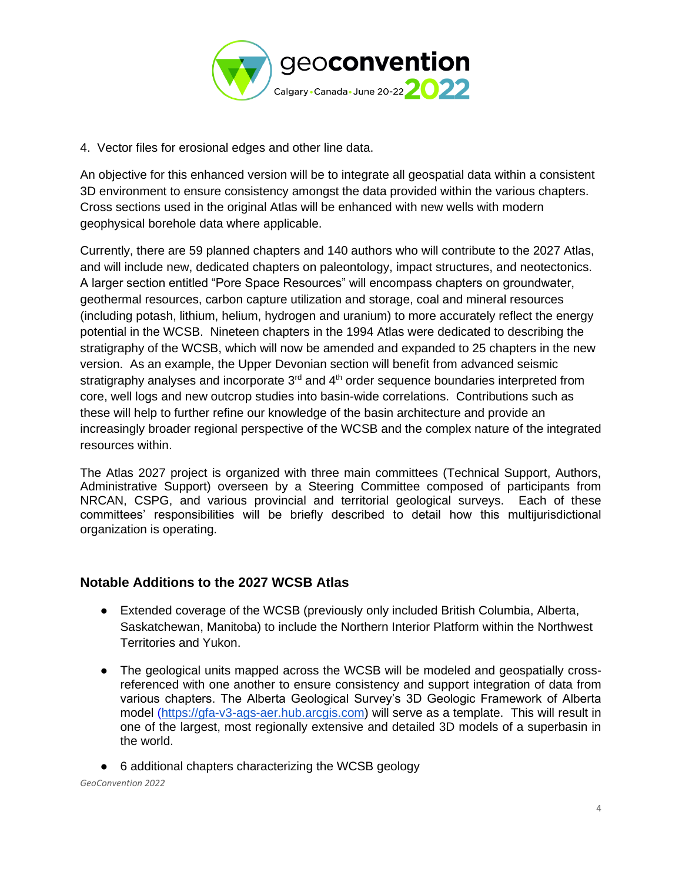4. Vector files for erosional edges and other line data.

An objective for this enhanced version will be to integrate all geospatial data within a consistent 3D environment to ensure consistency amongst the data provided within the various chapters. Cross sections used in the original Atlas will be enhanced with new wells with modern geophysical borehole data where applicable.

Currently, there are 59 planned chapters and 140 authors who will contribute to the 2027 Atlas, and will include new, dedicated chapters on paleontology, impact structures, and neotectonics. A larger section entitled "Pore Space Resources" will encompass chapters on groundwater, geothermal resources, carbon capture utilization and storage, coal and mineral resources (including potash, lithium, helium, hydrogen and uranium) to more accurately reflect the energy potential in the WCSB. Nineteen chapters in the 1994 Atlas were dedicated to describing the stratigraphy of the WCSB, which will now be amended and expanded to 25 chapters in the new version. As an example, the Upper Devonian section will benefit from advanced seismic stratigraphy analyses and incorporate 3rd and 4th order sequence boundaries interpreted from core, well logs and new outcrop studies into basin-wide correlations. Contributions such as these will help to further refine our knowledge of the basin architecture and provide an increasingly broader regional perspective of the WCSB and the complex nature of the integrated resources within.

The Atlas 2027 project is organized with three main committees (Technical Support, Authors, Administrative Support) overseen by a Steering Committee composed of participants from NRCAN, CSPG, and various provincial and territorial geological surveys. Each of these committees' responsibilities will be briefly described to detail how this multijurisdictional organization is operating.

## Notable Additions to the 2027 WCSB Atlas

- Extended coverage of the WCSB (previously only included British Columbia, Alberta, Saskatchewan, Manitoba) to include the Northern Interior Platform within the Northwest Territories and Yukon.
- The geological units mapped across the WCSB will be modeled and geospatially cross-referenced with one another to ensure consistency and support integration of data from various chapters. The Alberta Geological Survey's 3D Geologic Framework of Alberta model (https://gfa-v3-ags-aer.hub.arcgis.com) will serve as a template. This will result in one of the largest, most regionally extensive and detailed 3D models of a superbasin in the world.
- 6 additional chapters characterizing the WCSB geology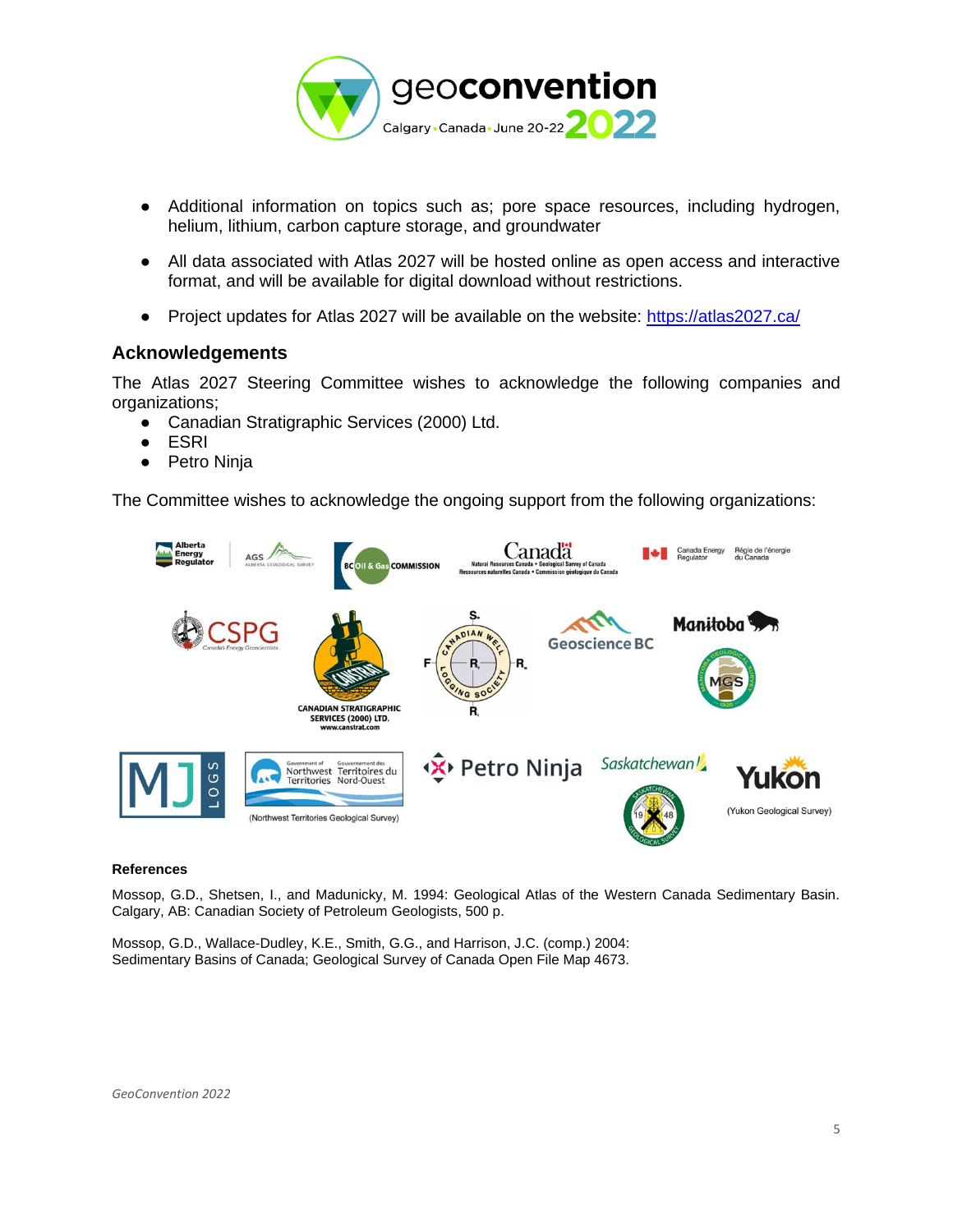- Additional information on topics such as; pore space resources, including hydrogen, helium, lithium, carbon capture storage, and groundwater
- All data associated with Atlas 2027 will be hosted online as open access and interactive format, and will be available for digital download without restrictions.
- Project updates for Atlas 2027 will be available on the website: https://atlas2027.ca/

## Acknowledgements

The Atlas 2027 Steering Committee wishes to acknowledge the following companies and organizations;

- Canadian Stratigraphic Services (2000) Ltd.
- ESRI
- Petro Ninja

The Committee wishes to acknowledge the ongoing support from the following organizations:

### References

Mossop, G.D., Shetsen, I., and Madunicky, M. 1994: Geological Atlas of the Western Canada Sedimentary Basin. Calgary, AB: Canadian Society of Petroleum Geologists, 500 p.

Mossop, G.D., Wallace-Dudley, K.E., Smith, G.G., and Harrison, J.C. (comp.) 2004: Sedimentary Basins of Canada; Geological Survey of Canada Open File Map 4673.